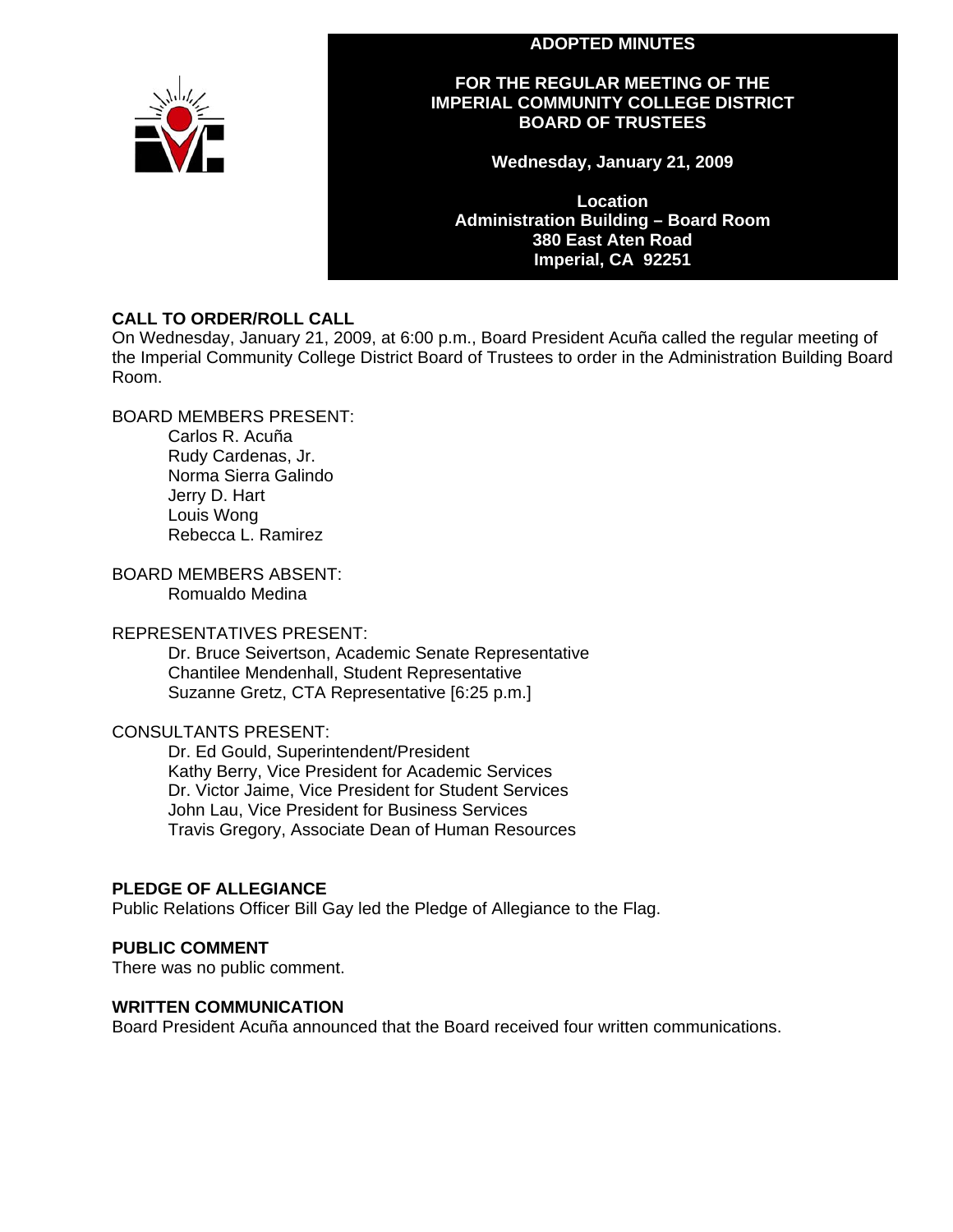# ADOPTED MINUTES

## FOR THE REGULAR MEETING OF THE IMPERIAL COMMUNITY COLLEGE DISTRICT BOARD OF TRUSTEES

**Wednesday, January 21, 2009**

**Location**
**Administration Building – Board Room**
**380 East Aten Road**
**Imperial, CA 92251**

### CALL TO ORDER/ROLL CALL

On Wednesday, January 21, 2009, at 6:00 p.m., Board President Acuña called the regular meeting of the Imperial Community College District Board of Trustees to order in the Administration Building Board Room.

BOARD MEMBERS PRESENT:
- Carlos R. Acuña
- Rudy Cardenas, Jr.
- Norma Sierra Galindo
- Jerry D. Hart
- Louis Wong
- Rebecca L. Ramirez

BOARD MEMBERS ABSENT:
- Romualdo Medina

REPRESENTATIVES PRESENT:
- Dr. Bruce Seivertson, Academic Senate Representative
- Chantilee Mendenhall, Student Representative
- Suzanne Gretz, CTA Representative [6:25 p.m.]

CONSULTANTS PRESENT:
- Dr. Ed Gould, Superintendent/President
- Kathy Berry, Vice President for Academic Services
- Dr. Victor Jaime, Vice President for Student Services
- John Lau, Vice President for Business Services
- Travis Gregory, Associate Dean of Human Resources

### PLEDGE OF ALLEGIANCE

Public Relations Officer Bill Gay led the Pledge of Allegiance to the Flag.

### PUBLIC COMMENT

There was no public comment.

### WRITTEN COMMUNICATION

Board President Acuña announced that the Board received four written communications.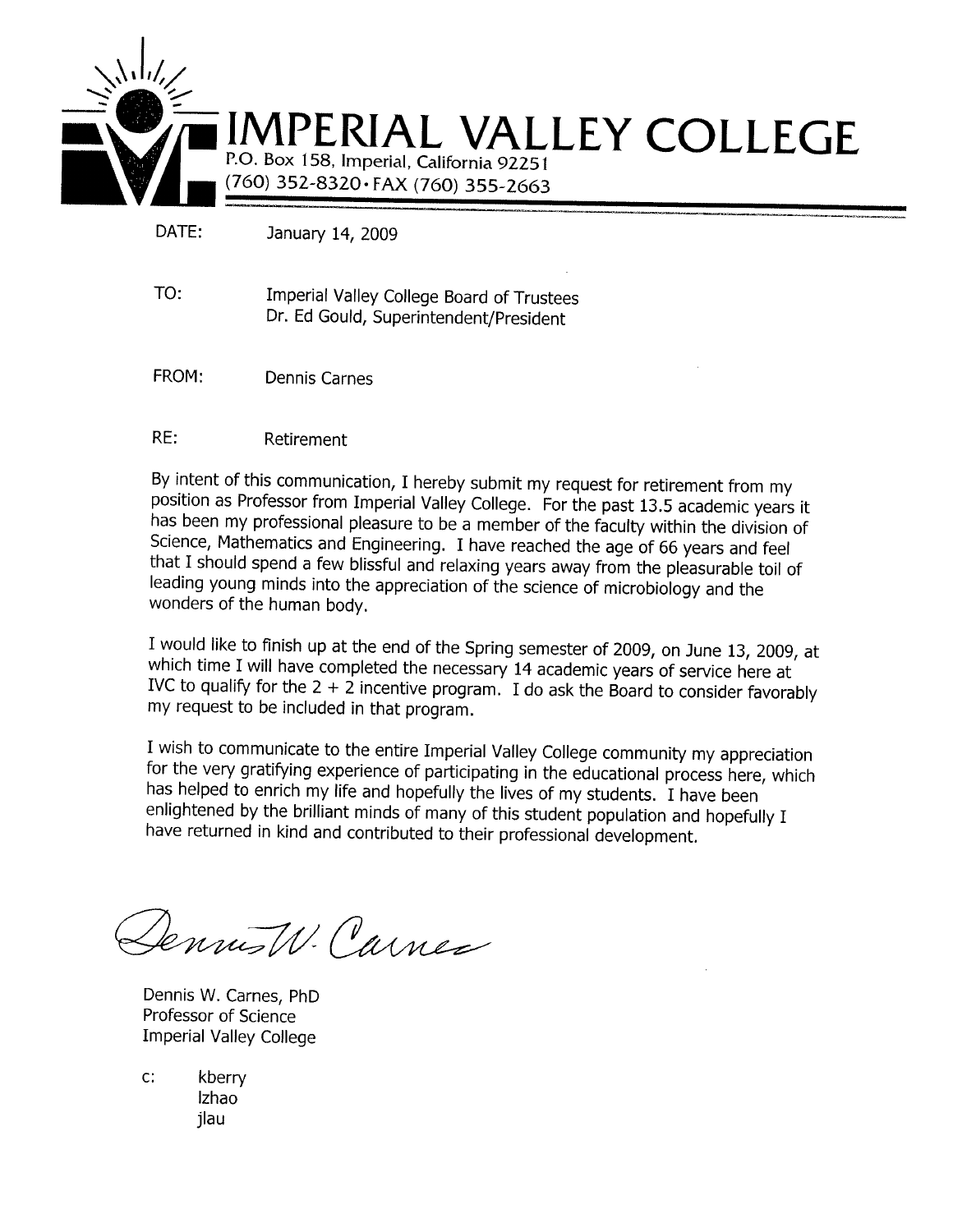# IMPERIAL VALLEY COLLEGE

P.O. Box 158, Imperial, California 92251
(760) 352-8320 • FAX (760) 355-2663

DATE: January 14, 2009

TO: Imperial Valley College Board of Trustees
Dr. Ed Gould, Superintendent/President

FROM: Dennis Carnes

RE: Retirement

By intent of this communication, I hereby submit my request for retirement from my position as Professor from Imperial Valley College. For the past 13.5 academic years it has been my professional pleasure to be a member of the faculty within the division of Science, Mathematics and Engineering. I have reached the age of 66 years and feel that I should spend a few blissful and relaxing years away from the pleasurable toil of leading young minds into the appreciation of the science of microbiology and the wonders of the human body.

I would like to finish up at the end of the Spring semester of 2009, on June 13, 2009, at which time I will have completed the necessary 14 academic years of service here at IVC to qualify for the 2 + 2 incentive program. I do ask the Board to consider favorably my request to be included in that program.

I wish to communicate to the entire Imperial Valley College community my appreciation for the very gratifying experience of participating in the educational process here, which has helped to enrich my life and hopefully the lives of my students. I have been enlightened by the brilliant minds of many of this student population and hopefully I have returned in kind and contributed to their professional development.

Dennis W. Carnes

Dennis W. Carnes, PhD
Professor of Science
Imperial Valley College

c: kberry
lzhao
jlau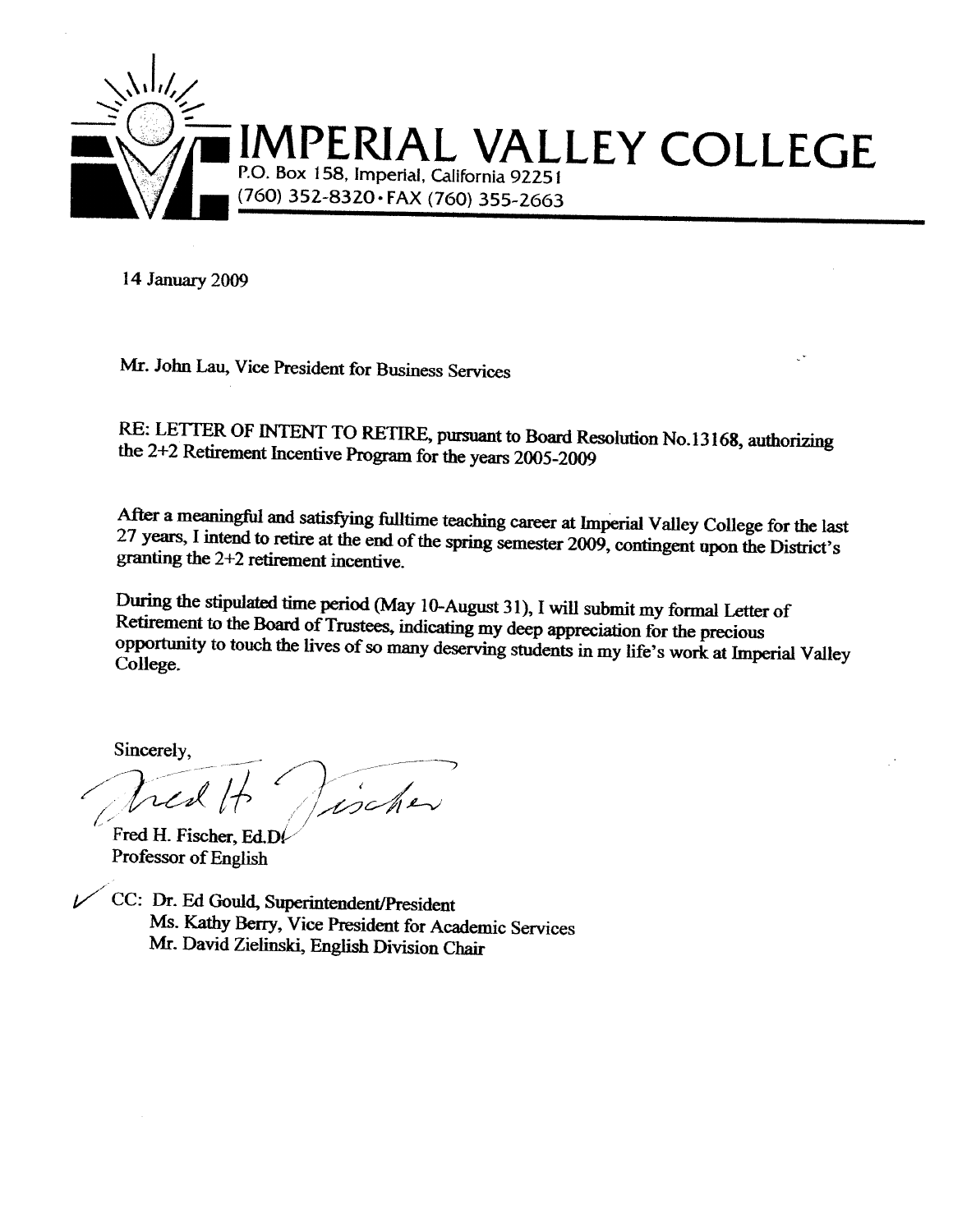# IMPERIAL VALLEY COLLEGE

P.O. Box 158, Imperial, California 92251
(760) 352-8320 • FAX (760) 355-2663

14 January 2009

Mr. John Lau, Vice President for Business Services

RE: LETTER OF INTENT TO RETIRE, pursuant to Board Resolution No.13168, authorizing the 2+2 Retirement Incentive Program for the years 2005-2009

After a meaningful and satisfying fulltime teaching career at Imperial Valley College for the last 27 years, I intend to retire at the end of the spring semester 2009, contingent upon the District's granting the 2+2 retirement incentive.

During the stipulated time period (May 10-August 31), I will submit my formal Letter of Retirement to the Board of Trustees, indicating my deep appreciation for the precious opportunity to touch the lives of so many deserving students in my life's work at Imperial Valley College.

Sincerely,

Fred H. Fischer

Fred H. Fischer, Ed.D.
Professor of English

CC: Dr. Ed Gould, Superintendent/President
Ms. Kathy Berry, Vice President for Academic Services
Mr. David Zielinski, English Division Chair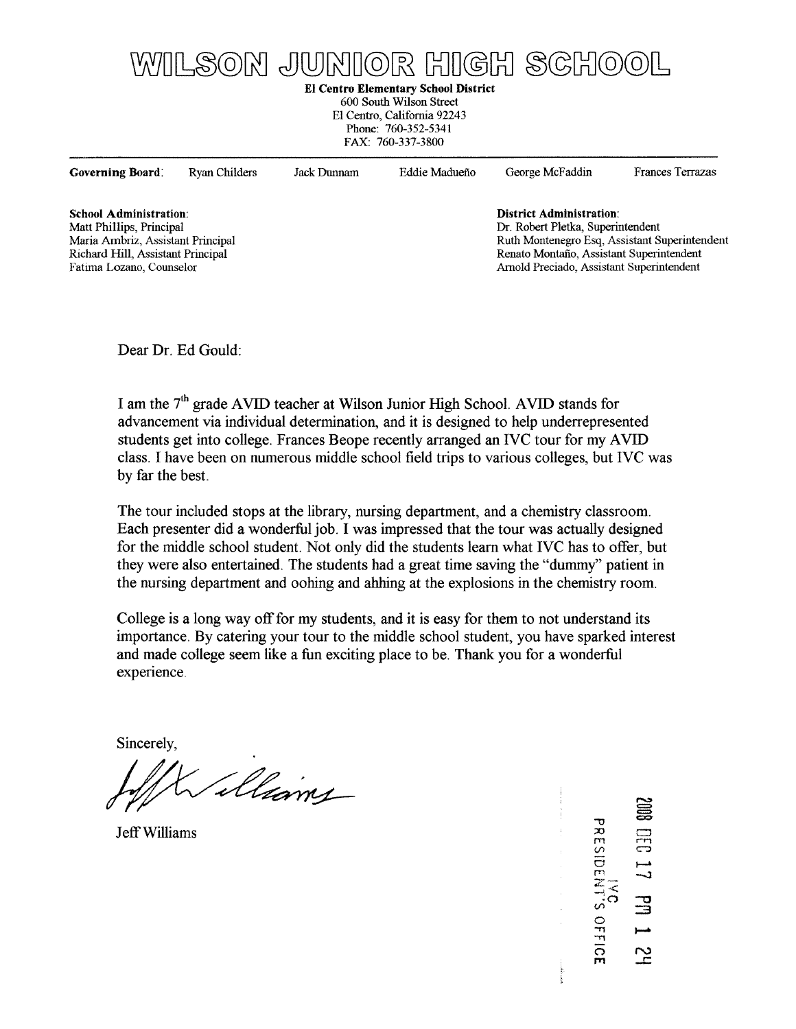# WILSON JUNIOR HIGH SCHOOL

**El Centro Elementary School District**
600 South Wilson Street
El Centro, California 92243
Phone: 760-352-5341
FAX: 760-337-3800

**Governing Board**: Ryan Childers | Jack Dunnam | Eddie Madueño | George McFaddin | Frances Terrazas

**School Administration**:
Matt Phillips, Principal
Maria Ambriz, Assistant Principal
Richard Hill, Assistant Principal
Fatima Lozano, Counselor

**District Administration**:
Dr. Robert Pletka, Superintendent
Ruth Montenegro Esq, Assistant Superintendent
Renato Montaño, Assistant Superintendent
Arnold Preciado, Assistant Superintendent

Dear Dr. Ed Gould:

I am the 7th grade AVID teacher at Wilson Junior High School. AVID stands for advancement via individual determination, and it is designed to help underrepresented students get into college. Frances Beope recently arranged an IVC tour for my AVID class. I have been on numerous middle school field trips to various colleges, but IVC was by far the best.

The tour included stops at the library, nursing department, and a chemistry classroom. Each presenter did a wonderful job. I was impressed that the tour was actually designed for the middle school student. Not only did the students learn what IVC has to offer, but they were also entertained. The students had a great time saving the "dummy" patient in the nursing department and oohing and ahhing at the explosions in the chemistry room.

College is a long way off for my students, and it is easy for them to not understand its importance. By catering your tour to the middle school student, you have sparked interest and made college seem like a fun exciting place to be. Thank you for a wonderful experience.

Sincerely,

Jeff Williams

2008 DEC 17 PM 1 24
IVC PRESIDENT'S OFFICE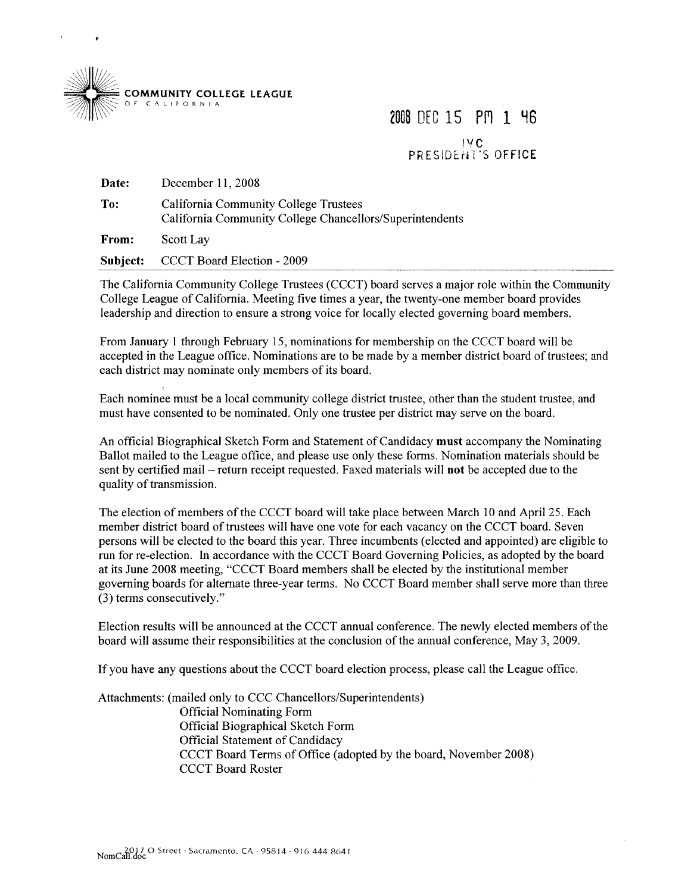**COMMUNITY COLLEGE LEAGUE OF CALIFORNIA**

2008 DEC 15 PM 1 46

IVC PRESIDENT'S OFFICE

**Date:** December 11, 2008

**To:** California Community College Trustees
California Community College Chancellors/Superintendents

**From:** Scott Lay

**Subject:** CCCT Board Election - 2009

The California Community College Trustees (CCCT) board serves a major role within the Community College League of California. Meeting five times a year, the twenty-one member board provides leadership and direction to ensure a strong voice for locally elected governing board members.

From January 1 through February 15, nominations for membership on the CCCT board will be accepted in the League office. Nominations are to be made by a member district board of trustees; and each district may nominate only members of its board.

Each nominee must be a local community college district trustee, other than the student trustee, and must have consented to be nominated. Only one trustee per district may serve on the board.

An official Biographical Sketch Form and Statement of Candidacy **must** accompany the Nominating Ballot mailed to the League office, and please use only these forms. Nomination materials should be sent by certified mail – return receipt requested. Faxed materials will **not** be accepted due to the quality of transmission.

The election of members of the CCCT board will take place between March 10 and April 25. Each member district board of trustees will have one vote for each vacancy on the CCCT board. Seven persons will be elected to the board this year. Three incumbents (elected and appointed) are eligible to run for re-election. In accordance with the CCCT Board Governing Policies, as adopted by the board at its June 2008 meeting, "CCCT Board members shall be elected by the institutional member governing boards for alternate three-year terms. No CCCT Board member shall serve more than three (3) terms consecutively."

Election results will be announced at the CCCT annual conference. The newly elected members of the board will assume their responsibilities at the conclusion of the annual conference, May 3, 2009.

If you have any questions about the CCCT board election process, please call the League office.

Attachments: (mailed only to CCC Chancellors/Superintendents)
- Official Nominating Form
- Official Biographical Sketch Form
- Official Statement of Candidacy
- CCCT Board Terms of Office (adopted by the board, November 2008)
- CCCT Board Roster

NomCall.doc

2017 O Street · Sacramento, CA · 95814 · 916 444 8641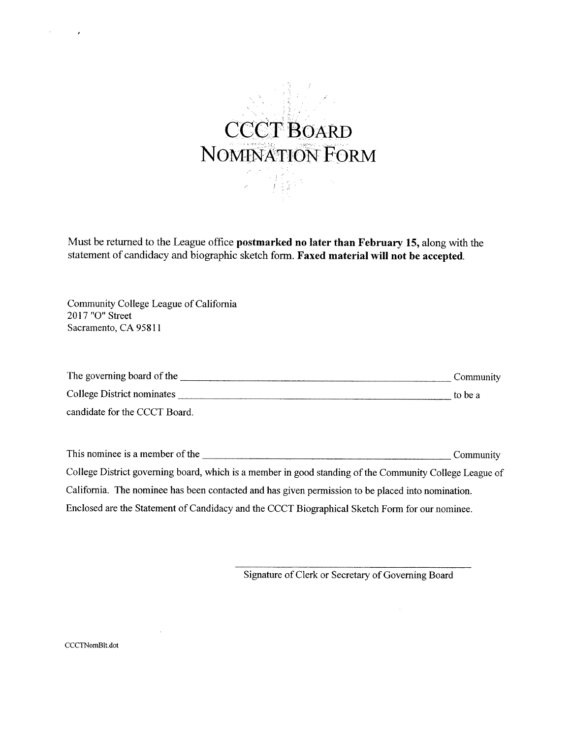# CCCT Board Nomination Form

Must be returned to the League office **postmarked no later than February 15,** along with the statement of candidacy and biographic sketch form. **Faxed material will not be accepted.**

Community College League of California
2017 "O" Street
Sacramento, CA 95811

The governing board of the ______________________________ Community College District nominates ______________________________ to be a candidate for the CCCT Board.

This nominee is a member of the ______________________________ Community College District governing board, which is a member in good standing of the Community College League of California. The nominee has been contacted and has given permission to be placed into nomination. Enclosed are the Statement of Candidacy and the CCCT Biographical Sketch Form for our nominee.

______________________________
Signature of Clerk or Secretary of Governing Board

CCCTNomBlt.dot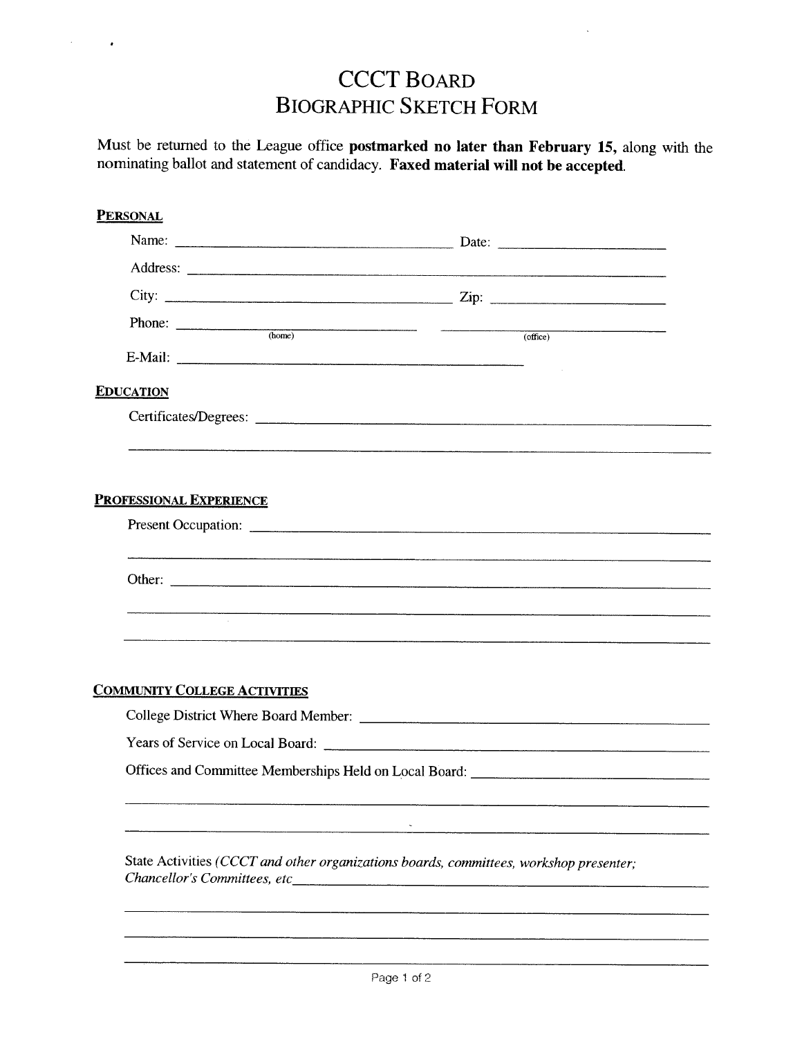# CCCT Board
# Biographic Sketch Form

Must be returned to the League office **postmarked no later than February 15,** along with the nominating ballot and statement of candidacy. **Faxed material will not be accepted.**

## Personal

Name: ______________________________ Date: ____________________

Address: ______________________________________________________

City: ______________________________ Zip: ____________________

Phone: ______________________ (home) ______________________ (office)

E-Mail: ______________________________________

## Education

Certificates/Degrees: ______________________________________________

_________________________________________________________________

## Professional Experience

Present Occupation: ______________________________________________

_________________________________________________________________

Other: ___________________________________________________________

_________________________________________________________________

_________________________________________________________________

## Community College Activities

College District Where Board Member: _________________________________

Years of Service on Local Board: ____________________________________

Offices and Committee Memberships Held on Local Board: __________________

_________________________________________________________________

_________________________________________________________________

State Activities *(CCCT and other organizations boards, committees, workshop presenter; Chancellor's Committees, etc*_______________________________________________

_________________________________________________________________

_________________________________________________________________

_________________________________________________________________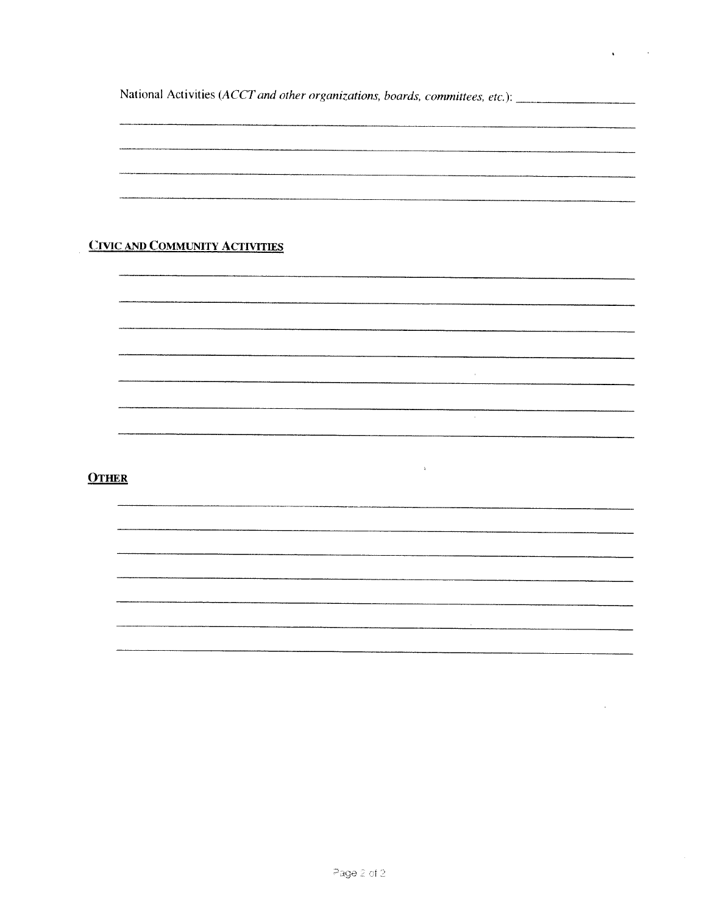National Activities (*ACCT and other organizations, boards, committees, etc.*): ____________________

______________________________________________________________________________

______________________________________________________________________________

______________________________________________________________________________

______________________________________________________________________________

**CIVIC AND COMMUNITY ACTIVITIES**

______________________________________________________________________________

______________________________________________________________________________

______________________________________________________________________________

______________________________________________________________________________

______________________________________________________________________________

______________________________________________________________________________

______________________________________________________________________________

**OTHER**

______________________________________________________________________________

______________________________________________________________________________

______________________________________________________________________________

______________________________________________________________________________

______________________________________________________________________________

______________________________________________________________________________

______________________________________________________________________________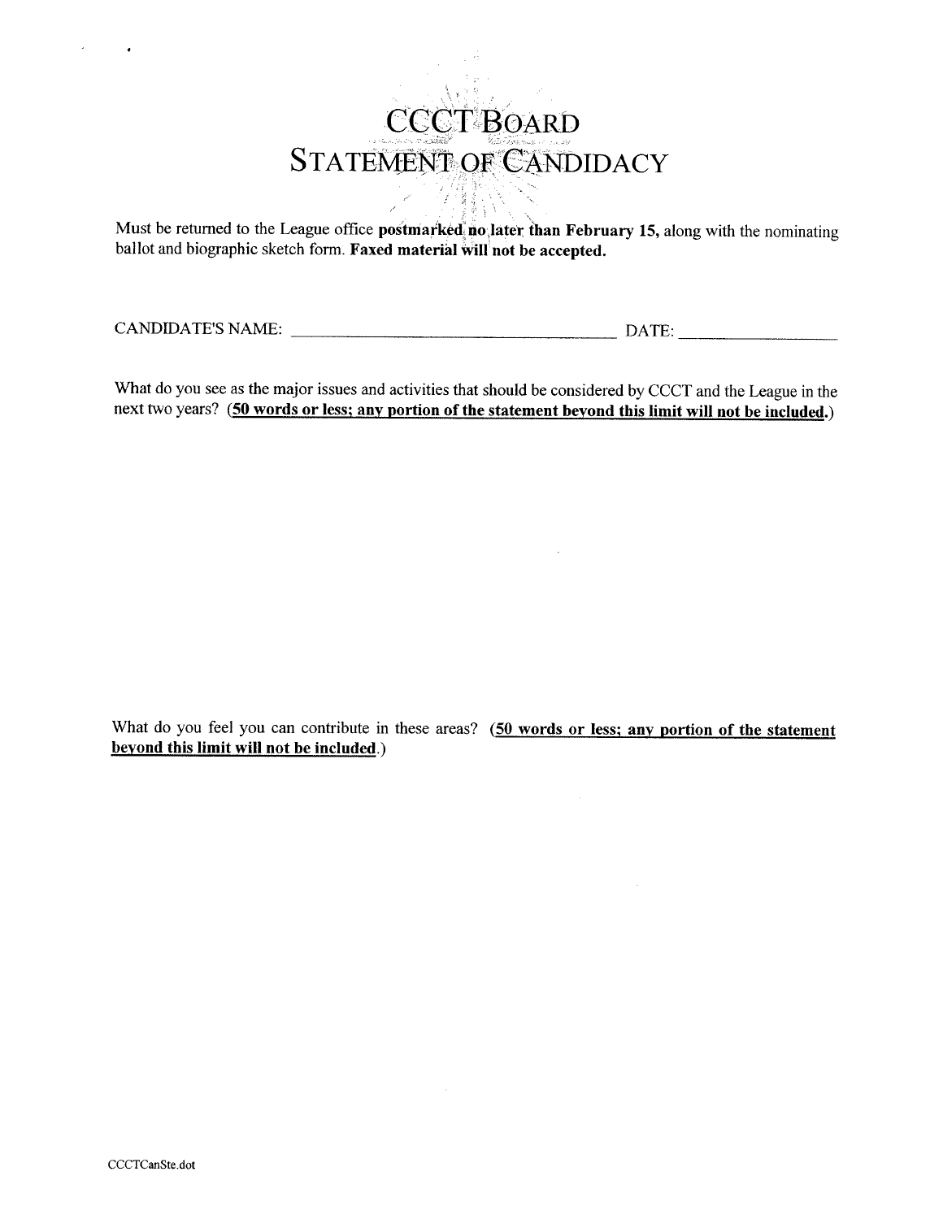# CCCT Board
# Statement of Candidacy

Must be returned to the League office **postmarked no later than February 15,** along with the nominating ballot and biographic sketch form. **Faxed material will not be accepted.**

CANDIDATE'S NAME: ______________________________ DATE: ________________

What do you see as the major issues and activities that should be considered by CCCT and the League in the next two years? (**50 words or less; any portion of the statement beyond this limit will not be included.**)

What do you feel you can contribute in these areas? (**50 words or less; any portion of the statement beyond this limit will not be included.**)

CCCTCanSte.dot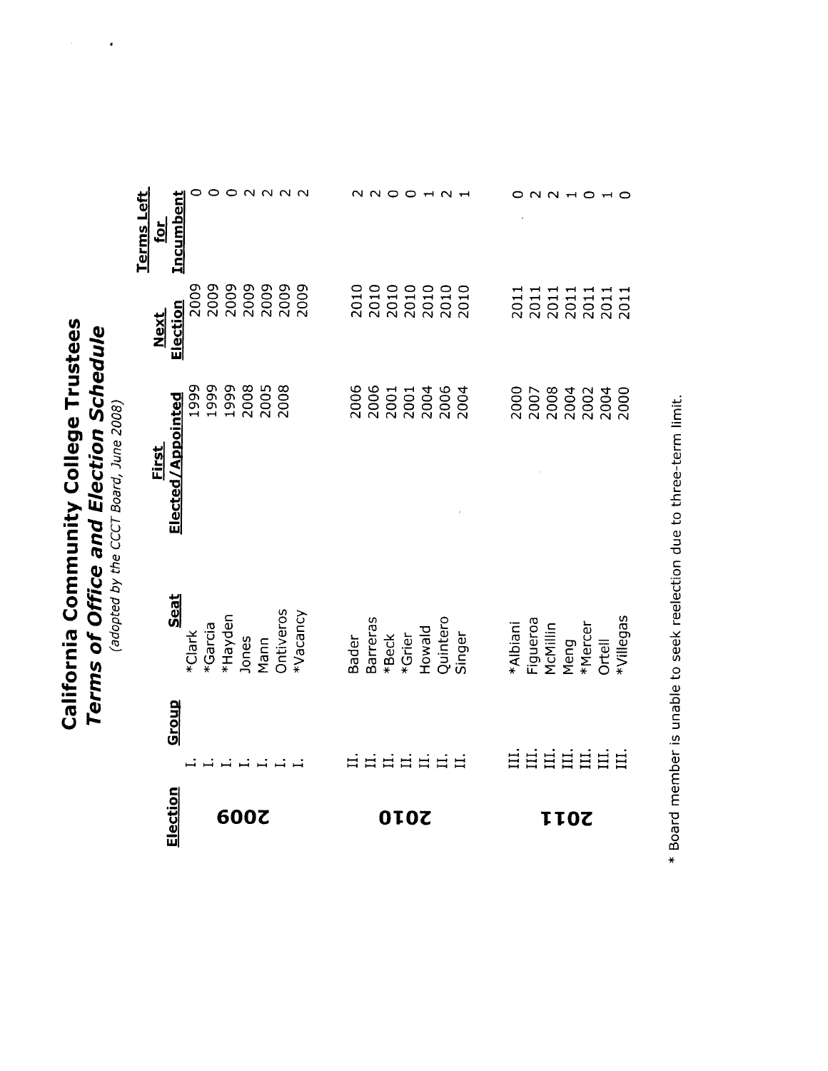# California Community College Trustees

## *Terms of Office and Election Schedule*

*(adopted by the CCCT Board, June 2008)*

| Election | Group | Seat | First Elected/Appointed | Next Election | Terms Left for Incumbent |
|---|---|---|---|---|---|
| 2009 | I. | *Clark | 1999 | 2009 | 0 |
| | I. | *Garcia | 1999 | 2009 | 0 |
| | I. | *Hayden | 1999 | 2009 | 0 |
| | I. | Jones | 2008 | 2009 | 2 |
| | I. | Mann | 2005 | 2009 | 2 |
| | I. | Ontiveros | 2008 | 2009 | 2 |
| | I. | *Vacancy | | 2009 | 2 |
| 2010 | II. | Bader | 2006 | 2010 | 2 |
| | II. | Barreras | 2006 | 2010 | 2 |
| | II. | *Beck | 2001 | 2010 | 0 |
| | II. | *Grier | 2001 | 2010 | 0 |
| | II. | Howald | 2004 | 2010 | 1 |
| | II. | Quintero | 2006 | 2010 | 2 |
| | II. | Singer | 2004 | 2010 | 1 |
| 2011 | III. | *Albiani | 2000 | 2011 | 0 |
| | III. | Figueroa | 2007 | 2011 | 2 |
| | III. | McMillin | 2008 | 2011 | 2 |
| | III. | Meng | 2004 | 2011 | 1 |
| | III. | *Mercer | 2002 | 2011 | 0 |
| | III. | Ortell | 2004 | 2011 | 1 |
| | III. | *Villegas | 2000 | 2011 | 0 |

* Board member is unable to seek reelection due to three-term limit.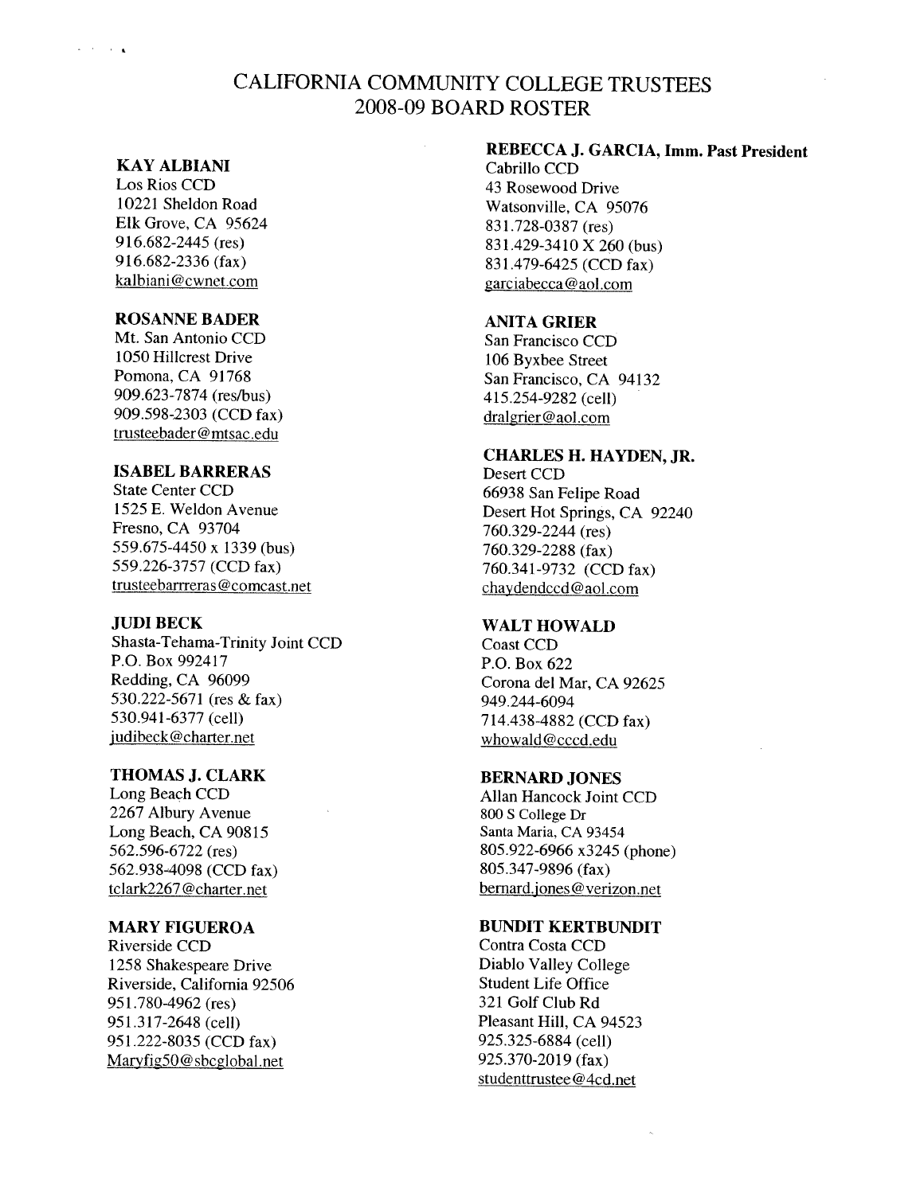# CALIFORNIA COMMUNITY COLLEGE TRUSTEES
## 2008-09 BOARD ROSTER

**KAY ALBIANI**
Los Rios CCD
10221 Sheldon Road
Elk Grove, CA 95624
916.682-2445 (res)
916.682-2336 (fax)
kalbiani@cwnet.com

**ROSANNE BADER**
Mt. San Antonio CCD
1050 Hillcrest Drive
Pomona, CA 91768
909.623-7874 (res/bus)
909.598-2303 (CCD fax)
trusteebader@mtsac.edu

**ISABEL BARRERAS**
State Center CCD
1525 E. Weldon Avenue
Fresno, CA 93704
559.675-4450 x 1339 (bus)
559.226-3757 (CCD fax)
trusteebarrreras@comcast.net

**JUDI BECK**
Shasta-Tehama-Trinity Joint CCD
P.O. Box 992417
Redding, CA 96099
530.222-5671 (res & fax)
530.941-6377 (cell)
judibeck@charter.net

**THOMAS J. CLARK**
Long Beach CCD
2267 Albury Avenue
Long Beach, CA 90815
562.596-6722 (res)
562.938-4098 (CCD fax)
tclark2267@charter.net

**MARY FIGUEROA**
Riverside CCD
1258 Shakespeare Drive
Riverside, California 92506
951.780-4962 (res)
951.317-2648 (cell)
951.222-8035 (CCD fax)
Maryfig50@sbcglobal.net

**REBECCA J. GARCIA, Imm. Past President**
Cabrillo CCD
43 Rosewood Drive
Watsonville, CA 95076
831.728-0387 (res)
831.429-3410 X 260 (bus)
831.479-6425 (CCD fax)
garciabecca@aol.com

**ANITA GRIER**
San Francisco CCD
106 Byxbee Street
San Francisco, CA 94132
415.254-9282 (cell)
dralgrier@aol.com

**CHARLES H. HAYDEN, JR.**
Desert CCD
66938 San Felipe Road
Desert Hot Springs, CA 92240
760.329-2244 (res)
760.329-2288 (fax)
760.341-9732 (CCD fax)
chaydendccd@aol.com

**WALT HOWALD**
Coast CCD
P.O. Box 622
Corona del Mar, CA 92625
949.244-6094
714.438-4882 (CCD fax)
whowald@cccd.edu

**BERNARD JONES**
Allan Hancock Joint CCD
800 S College Dr
Santa Maria, CA 93454
805.922-6966 x3245 (phone)
805.347-9896 (fax)
bernard.jones@verizon.net

**BUNDIT KERTBUNDIT**
Contra Costa CCD
Diablo Valley College
Student Life Office
321 Golf Club Rd
Pleasant Hill, CA 94523
925.325-6884 (cell)
925.370-2019 (fax)
studenttrustee@4cd.net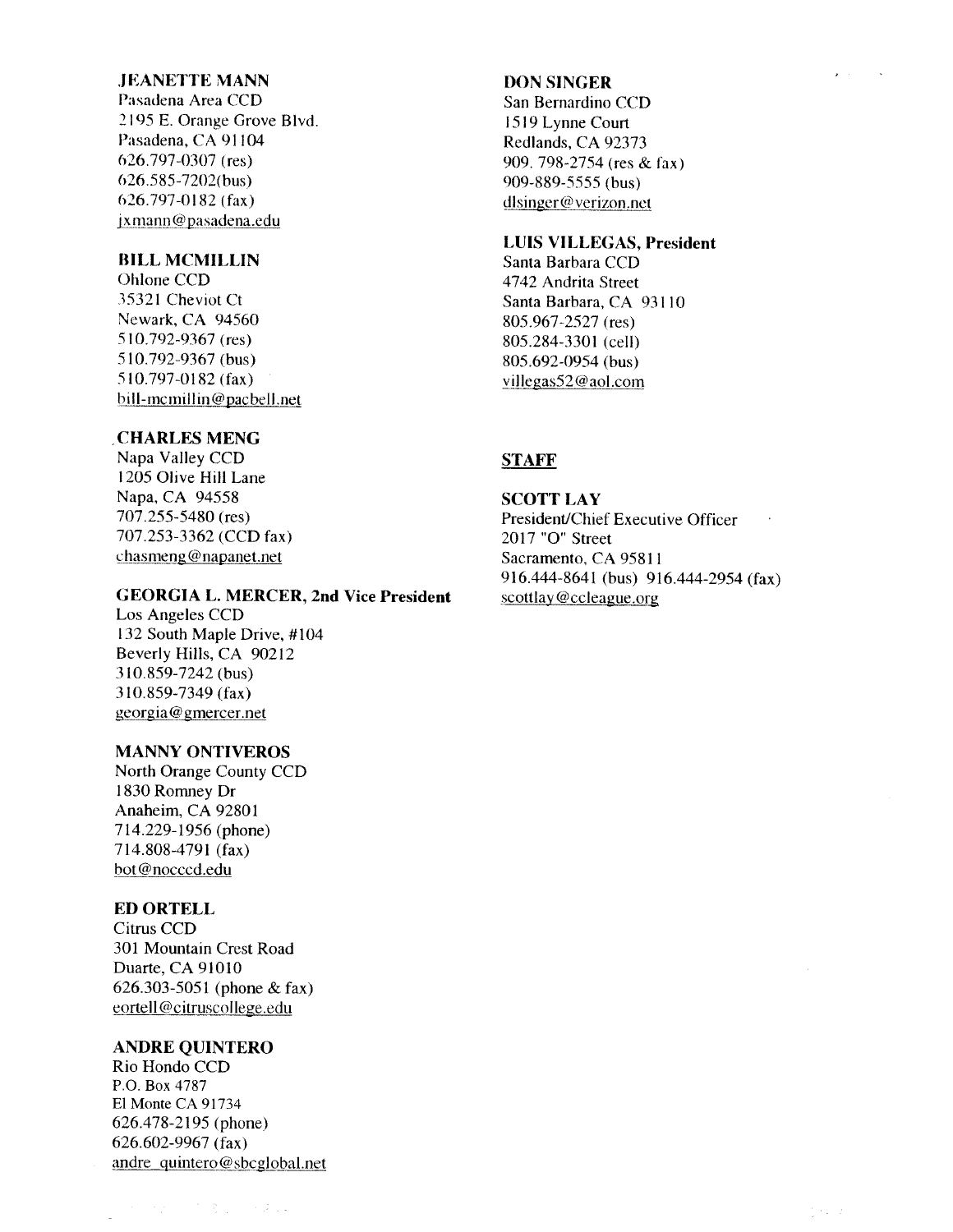**JEANETTE MANN**
Pasadena Area CCD
2195 E. Orange Grove Blvd.
Pasadena, CA 91104
626.797-0307 (res)
626.585-7202(bus)
626.797-0182 (fax)
jxmann@pasadena.edu

**BILL MCMILLIN**
Ohlone CCD
35321 Cheviot Ct
Newark, CA 94560
510.792-9367 (res)
510.792-9367 (bus)
510.797-0182 (fax)
bill-mcmillin@pacbell.net

**CHARLES MENG**
Napa Valley CCD
1205 Olive Hill Lane
Napa, CA 94558
707.255-5480 (res)
707.253-3362 (CCD fax)
chasmeng@napanet.net

**GEORGIA L. MERCER, 2nd Vice President**
Los Angeles CCD
132 South Maple Drive, #104
Beverly Hills, CA 90212
310.859-7242 (bus)
310.859-7349 (fax)
georgia@gmercer.net

**MANNY ONTIVEROS**
North Orange County CCD
1830 Romney Dr
Anaheim, CA 92801
714.229-1956 (phone)
714.808-4791 (fax)
bot@nocccd.edu

**ED ORTELL**
Citrus CCD
301 Mountain Crest Road
Duarte, CA 91010
626.303-5051 (phone & fax)
eortell@citruscollege.edu

**ANDRE QUINTERO**
Rio Hondo CCD
P.O. Box 4787
El Monte CA 91734
626.478-2195 (phone)
626.602-9967 (fax)
andre_quintero@sbcglobal.net

**DON SINGER**
San Bernardino CCD
1519 Lynne Court
Redlands, CA 92373
909. 798-2754 (res & fax)
909-889-5555 (bus)
dlsinger@verizon.net

**LUIS VILLEGAS, President**
Santa Barbara CCD
4742 Andrita Street
Santa Barbara, CA 93110
805.967-2527 (res)
805.284-3301 (cell)
805.692-0954 (bus)
villegas52@aol.com

## STAFF

**SCOTT LAY**
President/Chief Executive Officer
2017 "O" Street
Sacramento, CA 95811
916.444-8641 (bus) 916.444-2954 (fax)
scottlay@ccleague.org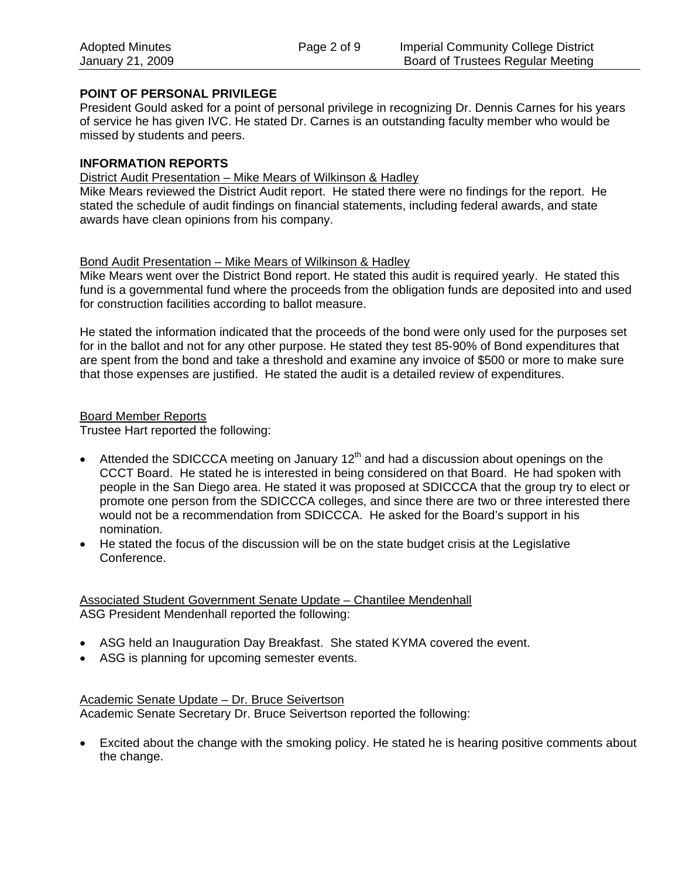**POINT OF PERSONAL PRIVILEGE**

President Gould asked for a point of personal privilege in recognizing Dr. Dennis Carnes for his years of service he has given IVC. He stated Dr. Carnes is an outstanding faculty member who would be missed by students and peers.

**INFORMATION REPORTS**

District Audit Presentation – Mike Mears of Wilkinson & Hadley

Mike Mears reviewed the District Audit report. He stated there were no findings for the report. He stated the schedule of audit findings on financial statements, including federal awards, and state awards have clean opinions from his company.

Bond Audit Presentation – Mike Mears of Wilkinson & Hadley

Mike Mears went over the District Bond report. He stated this audit is required yearly. He stated this fund is a governmental fund where the proceeds from the obligation funds are deposited into and used for construction facilities according to ballot measure.

He stated the information indicated that the proceeds of the bond were only used for the purposes set for in the ballot and not for any other purpose. He stated they test 85-90% of Bond expenditures that are spent from the bond and take a threshold and examine any invoice of $500 or more to make sure that those expenses are justified. He stated the audit is a detailed review of expenditures.

Board Member Reports

Trustee Hart reported the following:

- Attended the SDICCCA meeting on January 12th and had a discussion about openings on the CCCT Board. He stated he is interested in being considered on that Board. He had spoken with people in the San Diego area. He stated it was proposed at SDICCCA that the group try to elect or promote one person from the SDICCCA colleges, and since there are two or three interested there would not be a recommendation from SDICCCA. He asked for the Board's support in his nomination.
- He stated the focus of the discussion will be on the state budget crisis at the Legislative Conference.

Associated Student Government Senate Update – Chantilee Mendenhall

ASG President Mendenhall reported the following:

- ASG held an Inauguration Day Breakfast. She stated KYMA covered the event.
- ASG is planning for upcoming semester events.

Academic Senate Update – Dr. Bruce Seivertson

Academic Senate Secretary Dr. Bruce Seivertson reported the following:

- Excited about the change with the smoking policy. He stated he is hearing positive comments about the change.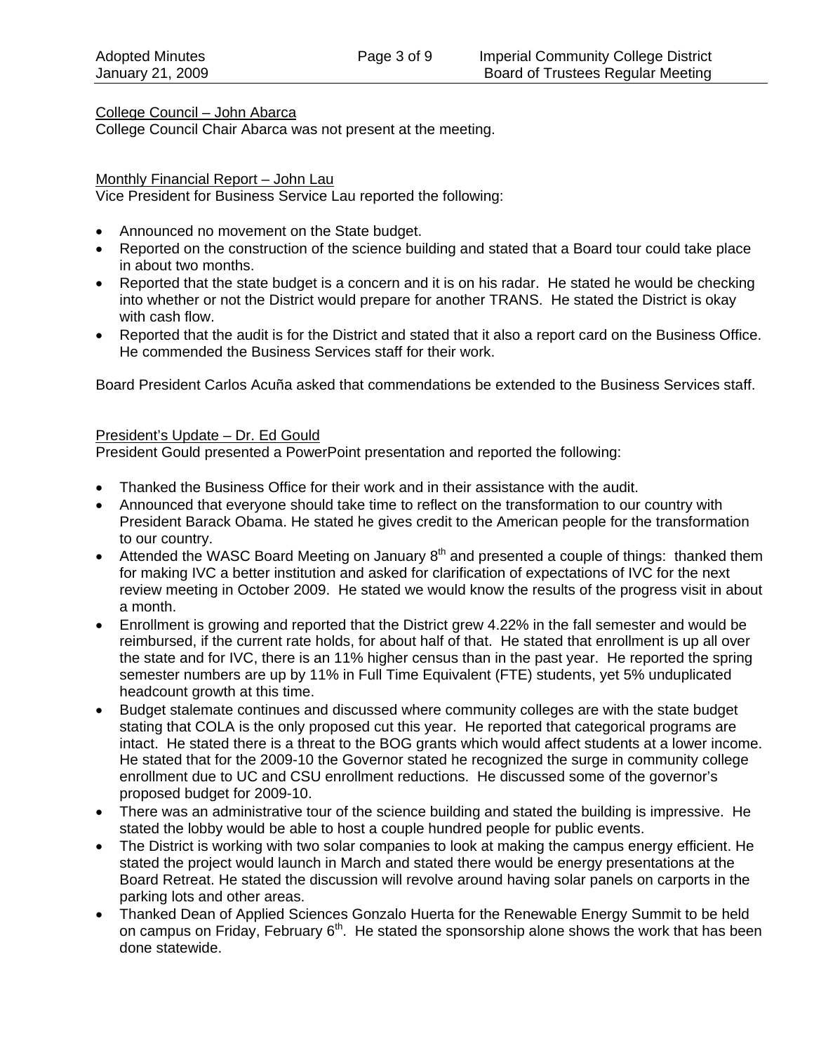College Council – John Abarca

College Council Chair Abarca was not present at the meeting.

Monthly Financial Report – John Lau

Vice President for Business Service Lau reported the following:

- Announced no movement on the State budget.
- Reported on the construction of the science building and stated that a Board tour could take place in about two months.
- Reported that the state budget is a concern and it is on his radar. He stated he would be checking into whether or not the District would prepare for another TRANS. He stated the District is okay with cash flow.
- Reported that the audit is for the District and stated that it also a report card on the Business Office. He commended the Business Services staff for their work.

Board President Carlos Acuña asked that commendations be extended to the Business Services staff.

President's Update – Dr. Ed Gould

President Gould presented a PowerPoint presentation and reported the following:

- Thanked the Business Office for their work and in their assistance with the audit.
- Announced that everyone should take time to reflect on the transformation to our country with President Barack Obama. He stated he gives credit to the American people for the transformation to our country.
- Attended the WASC Board Meeting on January 8th and presented a couple of things: thanked them for making IVC a better institution and asked for clarification of expectations of IVC for the next review meeting in October 2009. He stated we would know the results of the progress visit in about a month.
- Enrollment is growing and reported that the District grew 4.22% in the fall semester and would be reimbursed, if the current rate holds, for about half of that. He stated that enrollment is up all over the state and for IVC, there is an 11% higher census than in the past year. He reported the spring semester numbers are up by 11% in Full Time Equivalent (FTE) students, yet 5% unduplicated headcount growth at this time.
- Budget stalemate continues and discussed where community colleges are with the state budget stating that COLA is the only proposed cut this year. He reported that categorical programs are intact. He stated there is a threat to the BOG grants which would affect students at a lower income. He stated that for the 2009-10 the Governor stated he recognized the surge in community college enrollment due to UC and CSU enrollment reductions. He discussed some of the governor's proposed budget for 2009-10.
- There was an administrative tour of the science building and stated the building is impressive. He stated the lobby would be able to host a couple hundred people for public events.
- The District is working with two solar companies to look at making the campus energy efficient. He stated the project would launch in March and stated there would be energy presentations at the Board Retreat. He stated the discussion will revolve around having solar panels on carports in the parking lots and other areas.
- Thanked Dean of Applied Sciences Gonzalo Huerta for the Renewable Energy Summit to be held on campus on Friday, February 6th. He stated the sponsorship alone shows the work that has been done statewide.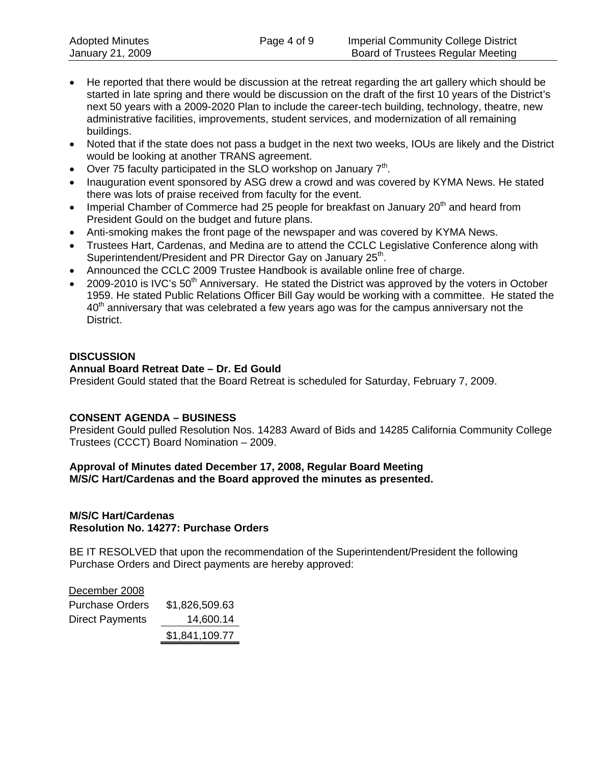- He reported that there would be discussion at the retreat regarding the art gallery which should be started in late spring and there would be discussion on the draft of the first 10 years of the District's next 50 years with a 2009-2020 Plan to include the career-tech building, technology, theatre, new administrative facilities, improvements, student services, and modernization of all remaining buildings.
- Noted that if the state does not pass a budget in the next two weeks, IOUs are likely and the District would be looking at another TRANS agreement.
- Over 75 faculty participated in the SLO workshop on January 7th.
- Inauguration event sponsored by ASG drew a crowd and was covered by KYMA News. He stated there was lots of praise received from faculty for the event.
- Imperial Chamber of Commerce had 25 people for breakfast on January 20th and heard from President Gould on the budget and future plans.
- Anti-smoking makes the front page of the newspaper and was covered by KYMA News.
- Trustees Hart, Cardenas, and Medina are to attend the CCLC Legislative Conference along with Superintendent/President and PR Director Gay on January 25th.
- Announced the CCLC 2009 Trustee Handbook is available online free of charge.
- 2009-2010 is IVC's 50th Anniversary. He stated the District was approved by the voters in October 1959. He stated Public Relations Officer Bill Gay would be working with a committee. He stated the 40th anniversary that was celebrated a few years ago was for the campus anniversary not the District.

**DISCUSSION**

**Annual Board Retreat Date – Dr. Ed Gould**

President Gould stated that the Board Retreat is scheduled for Saturday, February 7, 2009.

**CONSENT AGENDA – BUSINESS**

President Gould pulled Resolution Nos. 14283 Award of Bids and 14285 California Community College Trustees (CCCT) Board Nomination – 2009.

**Approval of Minutes dated December 17, 2008, Regular Board Meeting**
**M/S/C Hart/Cardenas and the Board approved the minutes as presented.**

**M/S/C Hart/Cardenas**
**Resolution No. 14277: Purchase Orders**

BE IT RESOLVED that upon the recommendation of the Superintendent/President the following Purchase Orders and Direct payments are hereby approved:

| December 2008 | |
|---|---|
| Purchase Orders | $1,826,509.63 |
| Direct Payments | 14,600.14 |
| | $1,841,109.77 |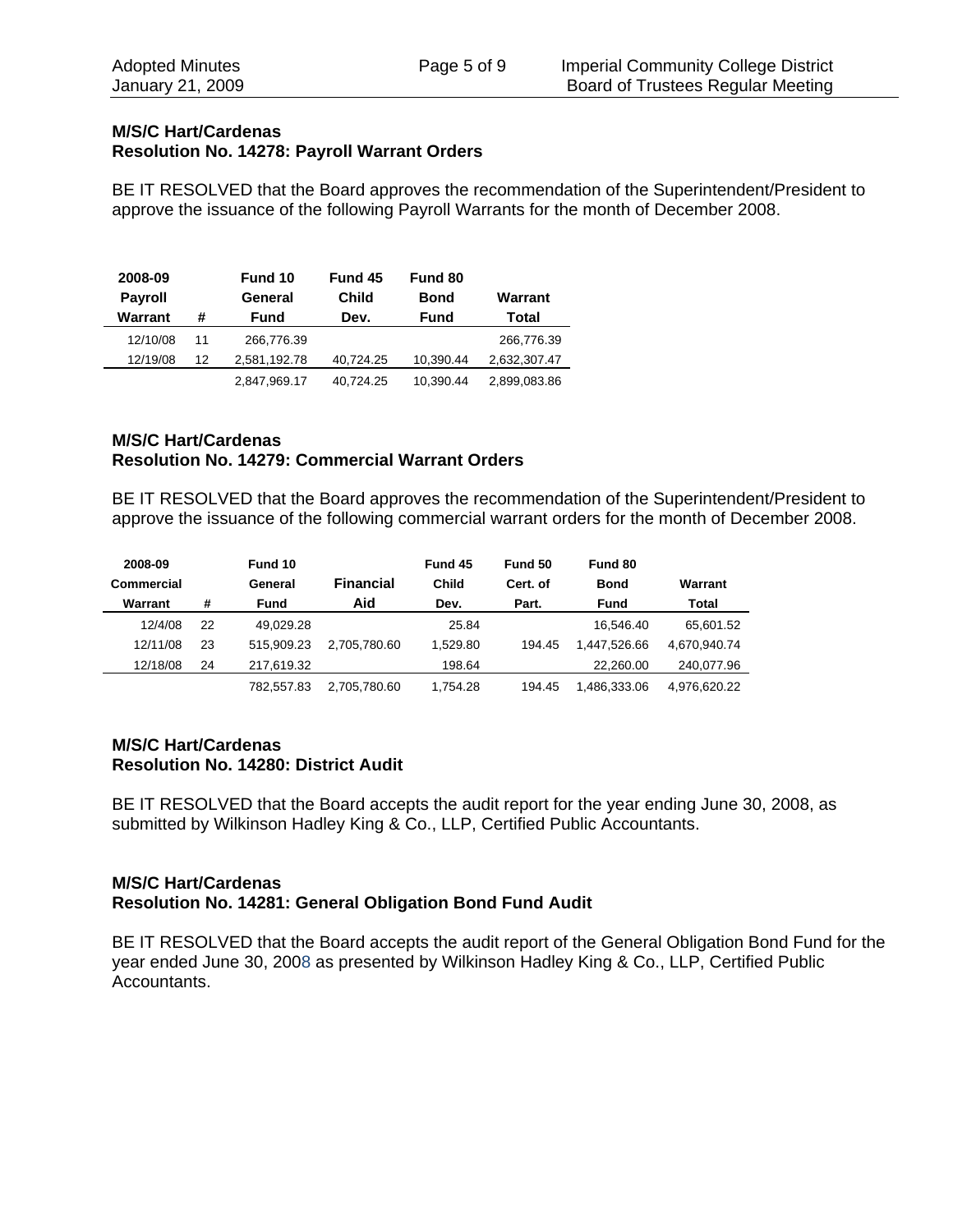**M/S/C Hart/Cardenas**
**Resolution No. 14278: Payroll Warrant Orders**

BE IT RESOLVED that the Board approves the recommendation of the Superintendent/President to approve the issuance of the following Payroll Warrants for the month of December 2008.

| 2008-09 Payroll Warrant | # | Fund 10 General Fund | Fund 45 Child Dev. | Fund 80 Bond Fund | Warrant Total |
|---|---|---|---|---|---|
| 12/10/08 | 11 | 266,776.39 | | | 266,776.39 |
| 12/19/08 | 12 | 2,581,192.78 | 40,724.25 | 10,390.44 | 2,632,307.47 |
| | | 2,847,969.17 | 40,724.25 | 10,390.44 | 2,899,083.86 |

**M/S/C Hart/Cardenas**
**Resolution No. 14279: Commercial Warrant Orders**

BE IT RESOLVED that the Board approves the recommendation of the Superintendent/President to approve the issuance of the following commercial warrant orders for the month of December 2008.

| 2008-09 Commercial Warrant | # | Fund 10 General Fund | Financial Aid | Fund 45 Child Dev. | Fund 50 Cert. of Part. | Fund 80 Bond Fund | Warrant Total |
|---|---|---|---|---|---|---|---|
| 12/4/08 | 22 | 49,029.28 | | 25.84 | | 16,546.40 | 65,601.52 |
| 12/11/08 | 23 | 515,909.23 | 2,705,780.60 | 1,529.80 | 194.45 | 1,447,526.66 | 4,670,940.74 |
| 12/18/08 | 24 | 217,619.32 | | 198.64 | | 22,260.00 | 240,077.96 |
| | | 782,557.83 | 2,705,780.60 | 1,754.28 | 194.45 | 1,486,333.06 | 4,976,620.22 |

**M/S/C Hart/Cardenas**
**Resolution No. 14280: District Audit**

BE IT RESOLVED that the Board accepts the audit report for the year ending June 30, 2008, as submitted by Wilkinson Hadley King & Co., LLP, Certified Public Accountants.

**M/S/C Hart/Cardenas**
**Resolution No. 14281: General Obligation Bond Fund Audit**

BE IT RESOLVED that the Board accepts the audit report of the General Obligation Bond Fund for the year ended June 30, 2008 as presented by Wilkinson Hadley King & Co., LLP, Certified Public Accountants.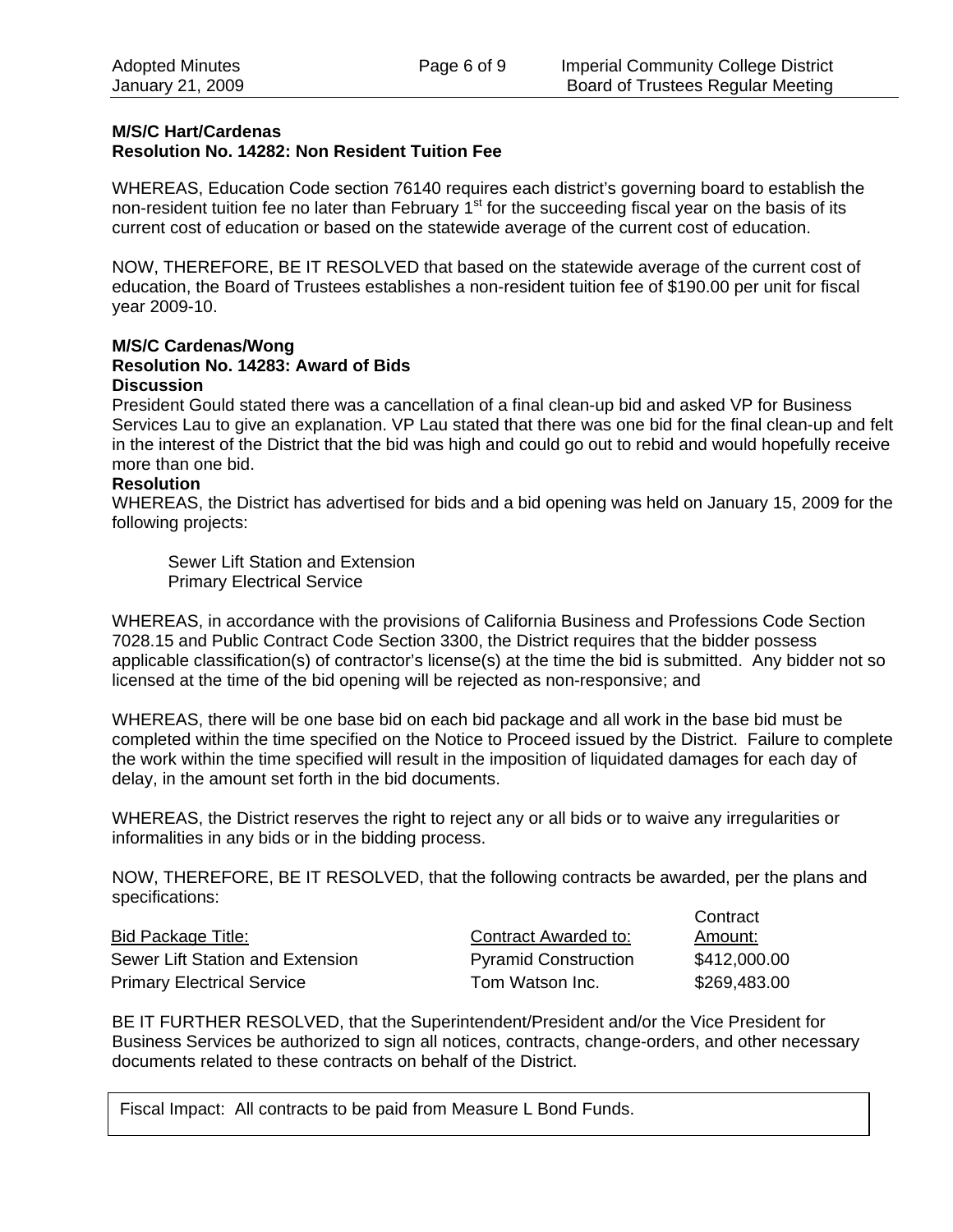**M/S/C Hart/Cardenas**
**Resolution No. 14282: Non Resident Tuition Fee**

WHEREAS, Education Code section 76140 requires each district's governing board to establish the non-resident tuition fee no later than February 1st for the succeeding fiscal year on the basis of its current cost of education or based on the statewide average of the current cost of education.

NOW, THEREFORE, BE IT RESOLVED that based on the statewide average of the current cost of education, the Board of Trustees establishes a non-resident tuition fee of $190.00 per unit for fiscal year 2009-10.

**M/S/C Cardenas/Wong**
**Resolution No. 14283: Award of Bids**
**Discussion**
President Gould stated there was a cancellation of a final clean-up bid and asked VP for Business Services Lau to give an explanation. VP Lau stated that there was one bid for the final clean-up and felt in the interest of the District that the bid was high and could go out to rebid and would hopefully receive more than one bid.
**Resolution**
WHEREAS, the District has advertised for bids and a bid opening was held on January 15, 2009 for the following projects:

Sewer Lift Station and Extension
Primary Electrical Service

WHEREAS, in accordance with the provisions of California Business and Professions Code Section 7028.15 and Public Contract Code Section 3300, the District requires that the bidder possess applicable classification(s) of contractor's license(s) at the time the bid is submitted. Any bidder not so licensed at the time of the bid opening will be rejected as non-responsive; and

WHEREAS, there will be one base bid on each bid package and all work in the base bid must be completed within the time specified on the Notice to Proceed issued by the District. Failure to complete the work within the time specified will result in the imposition of liquidated damages for each day of delay, in the amount set forth in the bid documents.

WHEREAS, the District reserves the right to reject any or all bids or to waive any irregularities or informalities in any bids or in the bidding process.

NOW, THEREFORE, BE IT RESOLVED, that the following contracts be awarded, per the plans and specifications:

| Bid Package Title: | Contract Awarded to: | Contract Amount: |
|---|---|---|
| Sewer Lift Station and Extension | Pyramid Construction | $412,000.00 |
| Primary Electrical Service | Tom Watson Inc. | $269,483.00 |

BE IT FURTHER RESOLVED, that the Superintendent/President and/or the Vice President for Business Services be authorized to sign all notices, contracts, change-orders, and other necessary documents related to these contracts on behalf of the District.

Fiscal Impact: All contracts to be paid from Measure L Bond Funds.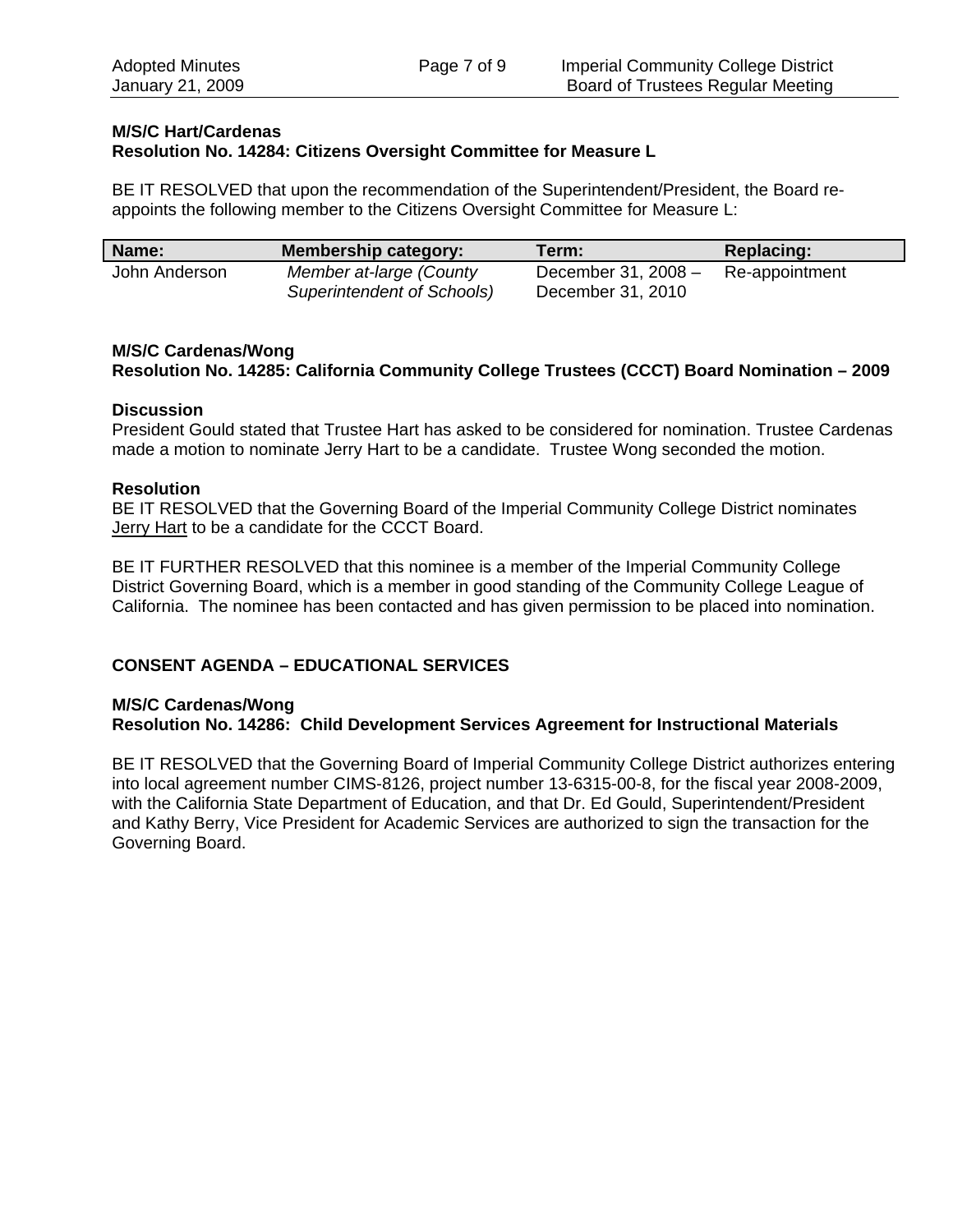**M/S/C Hart/Cardenas**
**Resolution No. 14284: Citizens Oversight Committee for Measure L**

BE IT RESOLVED that upon the recommendation of the Superintendent/President, the Board re-appoints the following member to the Citizens Oversight Committee for Measure L:

| Name: | Membership category: | Term: | Replacing: |
|---|---|---|---|
| John Anderson | *Member at-large (County Superintendent of Schools)* | December 31, 2008 – December 31, 2010 | Re-appointment |

**M/S/C Cardenas/Wong**
**Resolution No. 14285: California Community College Trustees (CCCT) Board Nomination – 2009**

**Discussion**
President Gould stated that Trustee Hart has asked to be considered for nomination. Trustee Cardenas made a motion to nominate Jerry Hart to be a candidate. Trustee Wong seconded the motion.

**Resolution**
BE IT RESOLVED that the Governing Board of the Imperial Community College District nominates Jerry Hart to be a candidate for the CCCT Board.

BE IT FURTHER RESOLVED that this nominee is a member of the Imperial Community College District Governing Board, which is a member in good standing of the Community College League of California. The nominee has been contacted and has given permission to be placed into nomination.

**CONSENT AGENDA – EDUCATIONAL SERVICES**

**M/S/C Cardenas/Wong**
**Resolution No. 14286: Child Development Services Agreement for Instructional Materials**

BE IT RESOLVED that the Governing Board of Imperial Community College District authorizes entering into local agreement number CIMS-8126, project number 13-6315-00-8, for the fiscal year 2008-2009, with the California State Department of Education, and that Dr. Ed Gould, Superintendent/President and Kathy Berry, Vice President for Academic Services are authorized to sign the transaction for the Governing Board.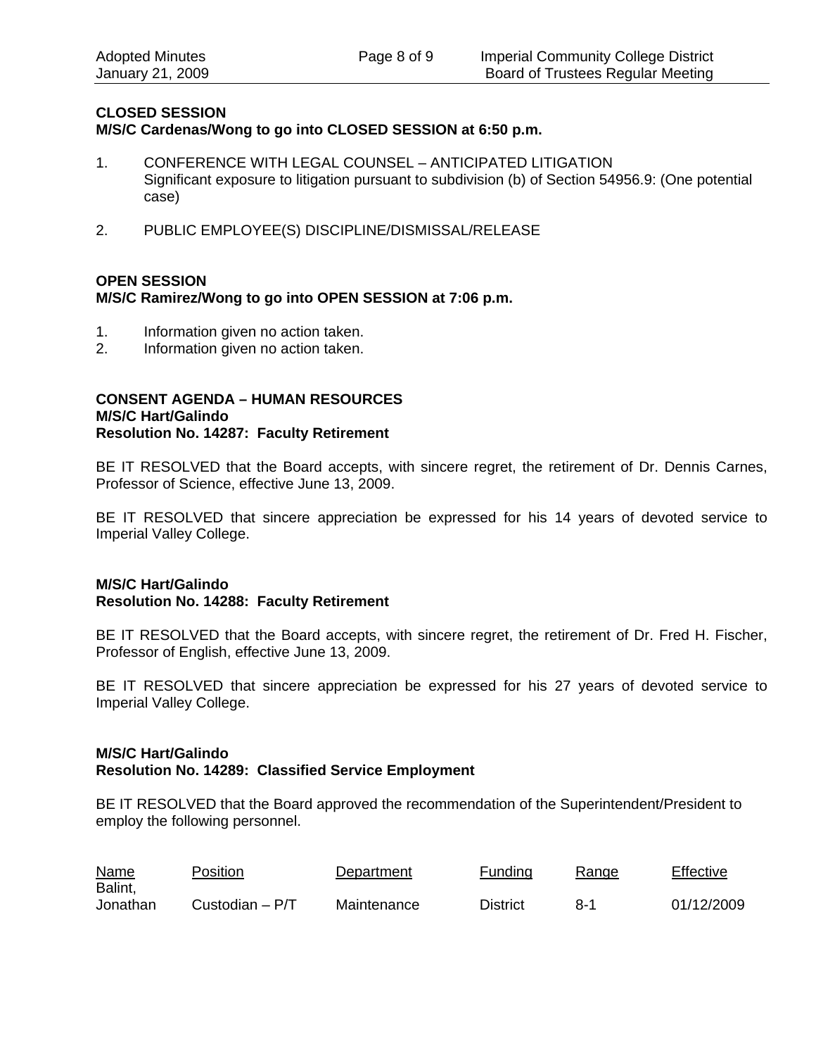**CLOSED SESSION**
**M/S/C Cardenas/Wong to go into CLOSED SESSION at 6:50 p.m.**

1. CONFERENCE WITH LEGAL COUNSEL – ANTICIPATED LITIGATION
   Significant exposure to litigation pursuant to subdivision (b) of Section 54956.9: (One potential case)

2. PUBLIC EMPLOYEE(S) DISCIPLINE/DISMISSAL/RELEASE

**OPEN SESSION**
**M/S/C Ramirez/Wong to go into OPEN SESSION at 7:06 p.m.**

1. Information given no action taken.
2. Information given no action taken.

**CONSENT AGENDA – HUMAN RESOURCES**
**M/S/C Hart/Galindo**
**Resolution No. 14287: Faculty Retirement**

BE IT RESOLVED that the Board accepts, with sincere regret, the retirement of Dr. Dennis Carnes, Professor of Science, effective June 13, 2009.

BE IT RESOLVED that sincere appreciation be expressed for his 14 years of devoted service to Imperial Valley College.

**M/S/C Hart/Galindo**
**Resolution No. 14288: Faculty Retirement**

BE IT RESOLVED that the Board accepts, with sincere regret, the retirement of Dr. Fred H. Fischer, Professor of English, effective June 13, 2009.

BE IT RESOLVED that sincere appreciation be expressed for his 27 years of devoted service to Imperial Valley College.

**M/S/C Hart/Galindo**
**Resolution No. 14289: Classified Service Employment**

BE IT RESOLVED that the Board approved the recommendation of the Superintendent/President to employ the following personnel.

| Name | Position | Department | Funding | Range | Effective |
|---|---|---|---|---|---|
| Balint, Jonathan | Custodian – P/T | Maintenance | District | 8-1 | 01/12/2009 |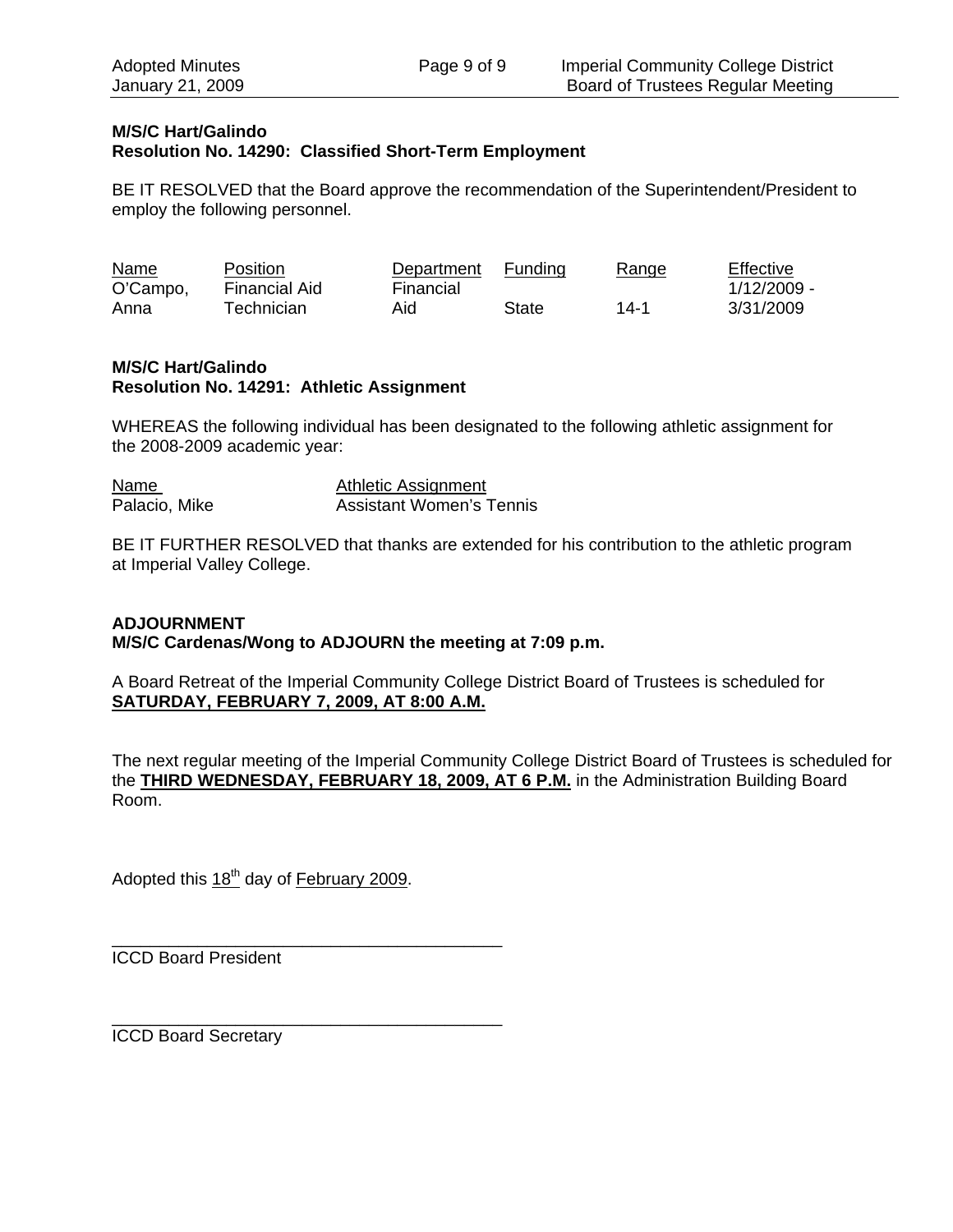**M/S/C Hart/Galindo**
**Resolution No. 14290: Classified Short-Term Employment**

BE IT RESOLVED that the Board approve the recommendation of the Superintendent/President to employ the following personnel.

| Name | Position | Department | Funding | Range | Effective |
|---|---|---|---|---|---|
| O'Campo, Anna | Financial Aid Technician | Financial Aid | State | 14-1 | 1/12/2009 - 3/31/2009 |

**M/S/C Hart/Galindo**
**Resolution No. 14291: Athletic Assignment**

WHEREAS the following individual has been designated to the following athletic assignment for the 2008-2009 academic year:

| Name | Athletic Assignment |
|---|---|
| Palacio, Mike | Assistant Women's Tennis |

BE IT FURTHER RESOLVED that thanks are extended for his contribution to the athletic program at Imperial Valley College.

**ADJOURNMENT**
**M/S/C Cardenas/Wong to ADJOURN the meeting at 7:09 p.m.**

A Board Retreat of the Imperial Community College District Board of Trustees is scheduled for **SATURDAY, FEBRUARY 7, 2009, AT 8:00 A.M.**

The next regular meeting of the Imperial Community College District Board of Trustees is scheduled for the **THIRD WEDNESDAY, FEBRUARY 18, 2009, AT 6 P.M.** in the Administration Building Board Room.

Adopted this 18th day of February 2009.

\_\_\_\_\_\_\_\_\_\_\_\_\_\_\_\_\_\_\_\_\_\_\_\_\_\_\_\_\_\_\_\_\_\_\_\_\_\_\_\_
ICCD Board President

\_\_\_\_\_\_\_\_\_\_\_\_\_\_\_\_\_\_\_\_\_\_\_\_\_\_\_\_\_\_\_\_\_\_\_\_\_\_\_\_
ICCD Board Secretary